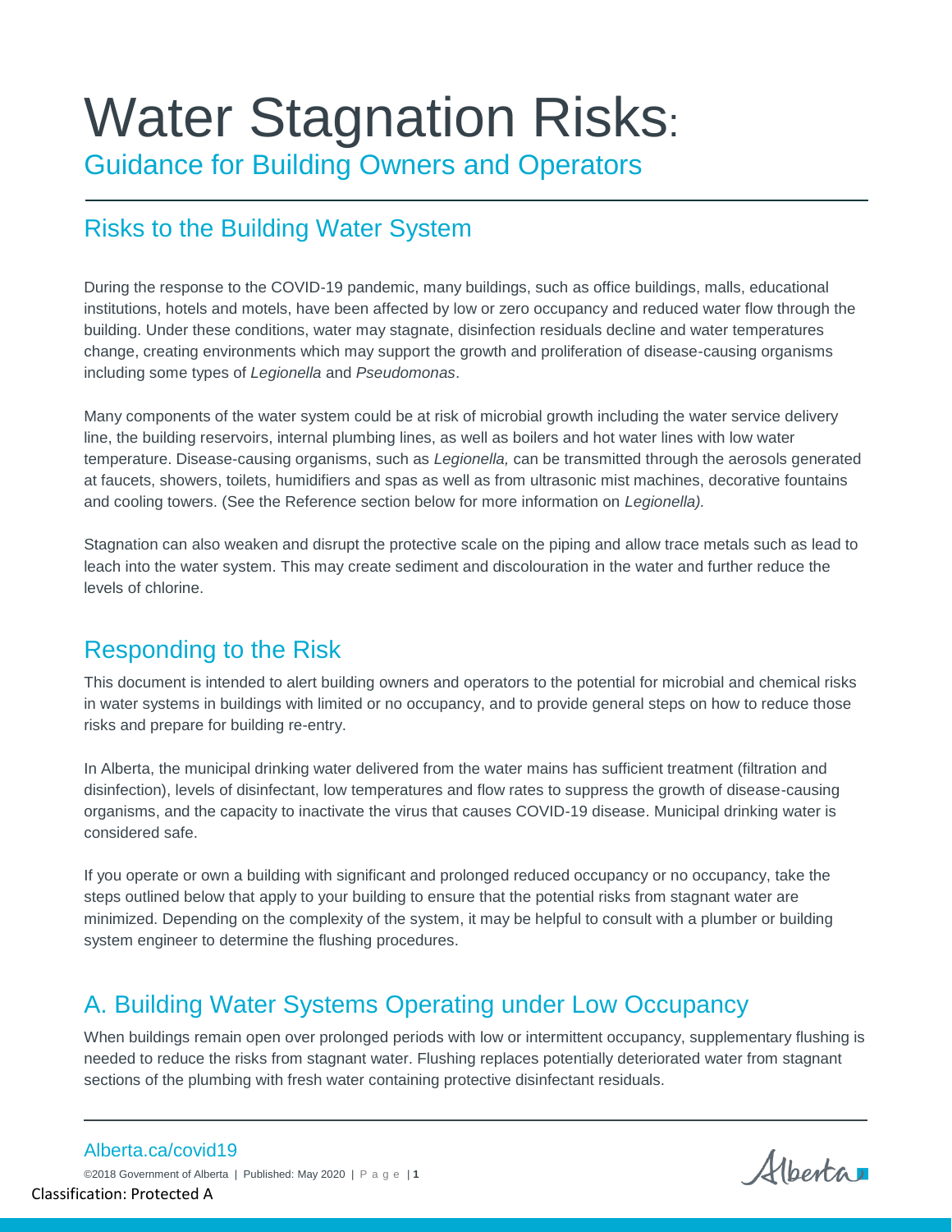# Water Stagnation Risks:

## Guidance for Building Owners and Operators

## Risks to the Building Water System

During the response to the COVID-19 pandemic, many buildings, such as office buildings, malls, educational institutions, hotels and motels, have been affected by low or zero occupancy and reduced water flow through the building. Under these conditions, water may stagnate, disinfection residuals decline and water temperatures change, creating environments which may support the growth and proliferation of disease-causing organisms including some types of *Legionella* and *Pseudomonas*.

Many components of the water system could be at risk of microbial growth including the water service delivery line, the building reservoirs, internal plumbing lines, as well as boilers and hot water lines with low water temperature. Disease-causing organisms, such as *Legionella,* can be transmitted through the aerosols generated at faucets, showers, toilets, humidifiers and spas as well as from ultrasonic mist machines, decorative fountains and cooling towers. (See the Reference section below for more information on *Legionella).*

Stagnation can also weaken and disrupt the protective scale on the piping and allow trace metals such as lead to leach into the water system. This may create sediment and discolouration in the water and further reduce the levels of chlorine.

## Responding to the Risk

This document is intended to alert building owners and operators to the potential for microbial and chemical risks in water systems in buildings with limited or no occupancy, and to provide general steps on how to reduce those risks and prepare for building re-entry.

In Alberta, the municipal drinking water delivered from the water mains has sufficient treatment (filtration and disinfection), levels of disinfectant, low temperatures and flow rates to suppress the growth of disease-causing organisms, and the capacity to inactivate the virus that causes COVID-19 disease. Municipal drinking water is considered safe.

If you operate or own a building with significant and prolonged reduced occupancy or no occupancy, take the steps outlined below that apply to your building to ensure that the potential risks from stagnant water are minimized. Depending on the complexity of the system, it may be helpful to consult with a plumber or building system engineer to determine the flushing procedures.

## A. Building Water Systems Operating under Low Occupancy

When buildings remain open over prolonged periods with low or intermittent occupancy, supplementary flushing is needed to reduce the risks from stagnant water. Flushing replaces potentially deteriorated water from stagnant sections of the plumbing with fresh water containing protective disinfectant residuals.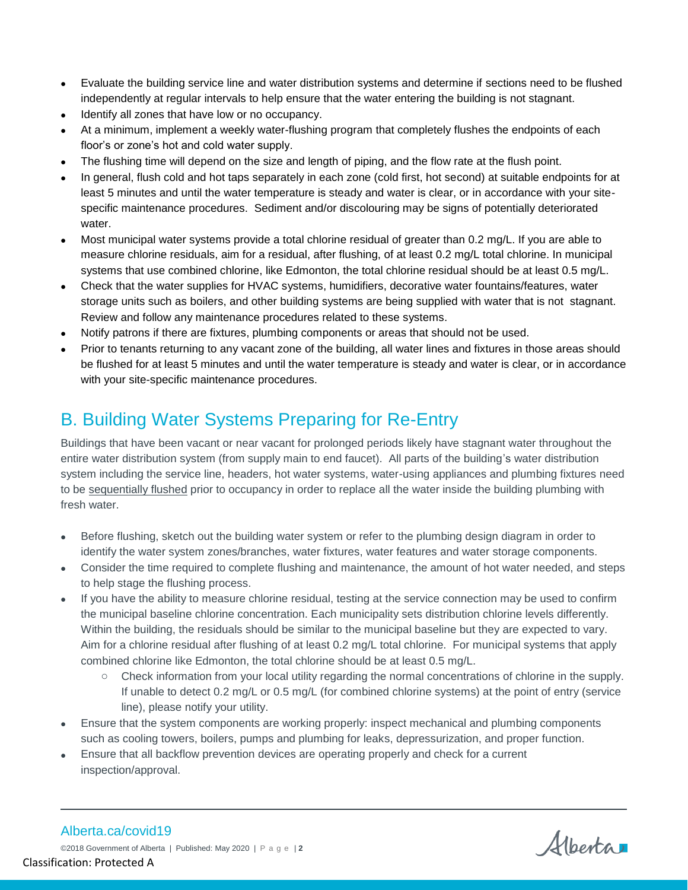- Evaluate the building service line and water distribution systems and determine if sections need to be flushed independently at regular intervals to help ensure that the water entering the building is not stagnant.
- Identify all zones that have low or no occupancy.
- At a minimum, implement a weekly water-flushing program that completely flushes the endpoints of each floor's or zone's hot and cold water supply.
- The flushing time will depend on the size and length of piping, and the flow rate at the flush point.
- In general, flush cold and hot taps separately in each zone (cold first, hot second) at suitable endpoints for at least 5 minutes and until the water temperature is steady and water is clear, or in accordance with your site-specific maintenance procedures. Sediment and/or discolouring may be signs of potentially deteriorated water.
- Most municipal water systems provide a total chlorine residual of greater than 0.2 mg/L. If you are able to measure chlorine residuals, aim for a residual, after flushing, of at least 0.2 mg/L total chlorine. In municipal systems that use combined chlorine, like Edmonton, the total chlorine residual should be at least 0.5 mg/L.
- Check that the water supplies for HVAC systems, humidifiers, decorative water fountains/features, water storage units such as boilers, and other building systems are being supplied with water that is not stagnant. Review and follow any maintenance procedures related to these systems.
- Notify patrons if there are fixtures, plumbing components or areas that should not be used.
- Prior to tenants returning to any vacant zone of the building, all water lines and fixtures in those areas should be flushed for at least 5 minutes and until the water temperature is steady and water is clear, or in accordance with your site-specific maintenance procedures.

## B. Building Water Systems Preparing for Re-Entry

Buildings that have been vacant or near vacant for prolonged periods likely have stagnant water throughout the entire water distribution system (from supply main to end faucet). All parts of the building's water distribution system including the service line, headers, hot water systems, water-using appliances and plumbing fixtures need to be sequentially flushed prior to occupancy in order to replace all the water inside the building plumbing with fresh water.

- Before flushing, sketch out the building water system or refer to the plumbing design diagram in order to identify the water system zones/branches, water fixtures, water features and water storage components.
- Consider the time required to complete flushing and maintenance, the amount of hot water needed, and steps to help stage the flushing process.
- If you have the ability to measure chlorine residual, testing at the service connection may be used to confirm the municipal baseline chlorine concentration. Each municipality sets distribution chlorine levels differently. Within the building, the residuals should be similar to the municipal baseline but they are expected to vary. Aim for a chlorine residual after flushing of at least 0.2 mg/L total chlorine. For municipal systems that apply combined chlorine like Edmonton, the total chlorine should be at least 0.5 mg/L.
    - Check information from your local utility regarding the normal concentrations of chlorine in the supply. If unable to detect 0.2 mg/L or 0.5 mg/L (for combined chlorine systems) at the point of entry (service line), please notify your utility.
- Ensure that the system components are working properly: inspect mechanical and plumbing components such as cooling towers, boilers, pumps and plumbing for leaks, depressurization, and proper function.
- Ensure that all backflow prevention devices are operating properly and check for a current inspection/approval.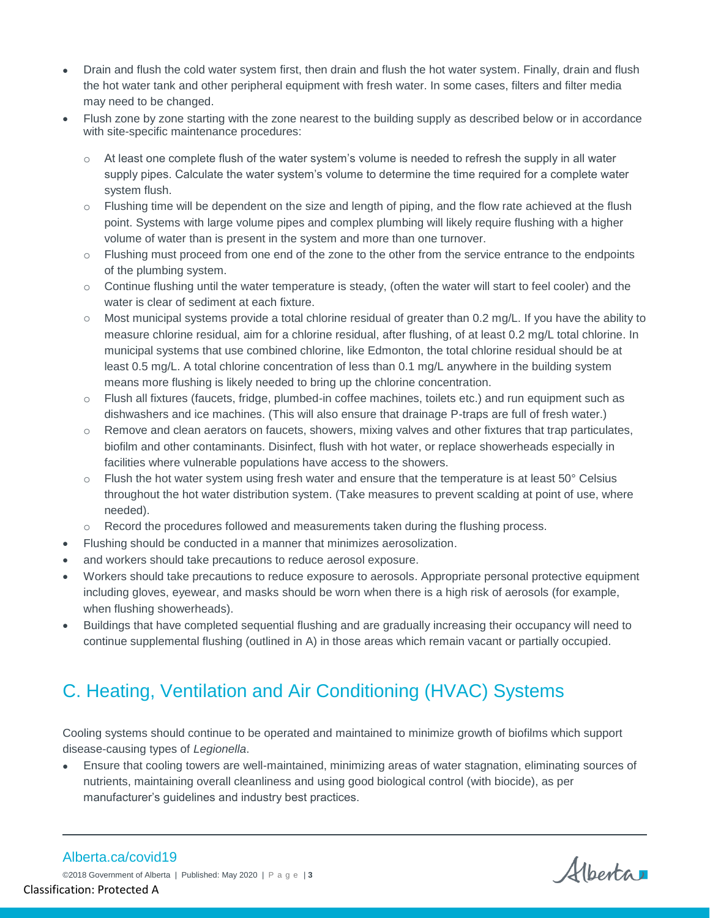- Drain and flush the cold water system first, then drain and flush the hot water system. Finally, drain and flush the hot water tank and other peripheral equipment with fresh water. In some cases, filters and filter media may need to be changed.
- Flush zone by zone starting with the zone nearest to the building supply as described below or in accordance with site-specific maintenance procedures:
  - At least one complete flush of the water system's volume is needed to refresh the supply in all water supply pipes. Calculate the water system's volume to determine the time required for a complete water system flush.
  - Flushing time will be dependent on the size and length of piping, and the flow rate achieved at the flush point. Systems with large volume pipes and complex plumbing will likely require flushing with a higher volume of water than is present in the system and more than one turnover.
  - Flushing must proceed from one end of the zone to the other from the service entrance to the endpoints of the plumbing system.
  - Continue flushing until the water temperature is steady, (often the water will start to feel cooler) and the water is clear of sediment at each fixture.
  - Most municipal systems provide a total chlorine residual of greater than 0.2 mg/L. If you have the ability to measure chlorine residual, aim for a chlorine residual, after flushing, of at least 0.2 mg/L total chlorine. In municipal systems that use combined chlorine, like Edmonton, the total chlorine residual should be at least 0.5 mg/L. A total chlorine concentration of less than 0.1 mg/L anywhere in the building system means more flushing is likely needed to bring up the chlorine concentration.
  - Flush all fixtures (faucets, fridge, plumbed-in coffee machines, toilets etc.) and run equipment such as dishwashers and ice machines. (This will also ensure that drainage P-traps are full of fresh water.)
  - Remove and clean aerators on faucets, showers, mixing valves and other fixtures that trap particulates, biofilm and other contaminants. Disinfect, flush with hot water, or replace showerheads especially in facilities where vulnerable populations have access to the showers.
  - Flush the hot water system using fresh water and ensure that the temperature is at least 50° Celsius throughout the hot water distribution system. (Take measures to prevent scalding at point of use, where needed).
  - Record the procedures followed and measurements taken during the flushing process.
- Flushing should be conducted in a manner that minimizes aerosolization.
- and workers should take precautions to reduce aerosol exposure.
- Workers should take precautions to reduce exposure to aerosols. Appropriate personal protective equipment including gloves, eyewear, and masks should be worn when there is a high risk of aerosols (for example, when flushing showerheads).
- Buildings that have completed sequential flushing and are gradually increasing their occupancy will need to continue supplemental flushing (outlined in A) in those areas which remain vacant or partially occupied.

## C. Heating, Ventilation and Air Conditioning (HVAC) Systems

Cooling systems should continue to be operated and maintained to minimize growth of biofilms which support disease-causing types of *Legionella*.

- Ensure that cooling towers are well-maintained, minimizing areas of water stagnation, eliminating sources of nutrients, maintaining overall cleanliness and using good biological control (with biocide), as per manufacturer's guidelines and industry best practices.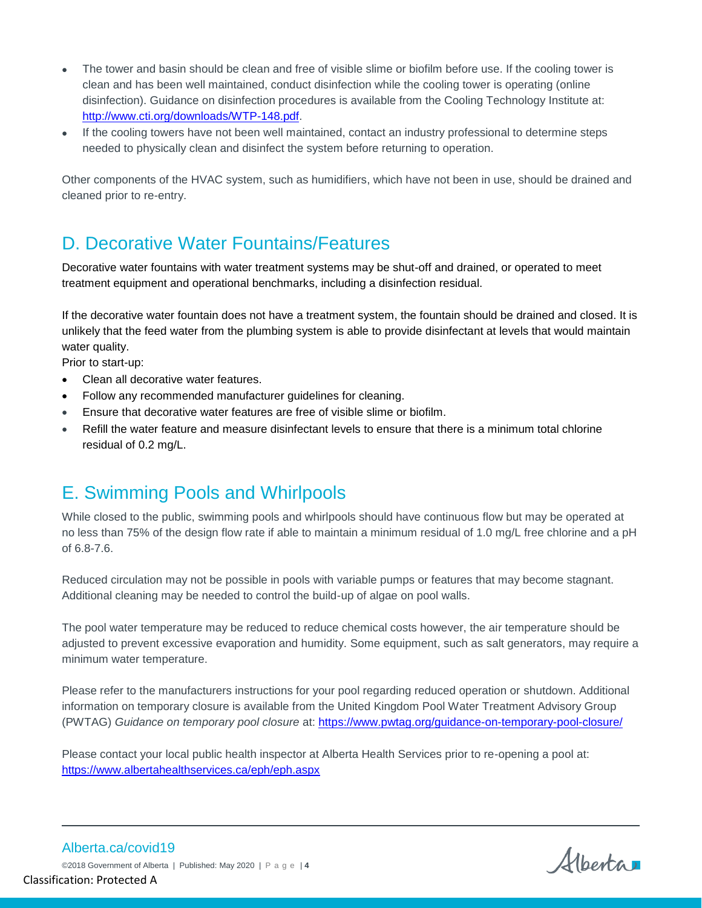- The tower and basin should be clean and free of visible slime or biofilm before use. If the cooling tower is clean and has been well maintained, conduct disinfection while the cooling tower is operating (online disinfection). Guidance on disinfection procedures is available from the Cooling Technology Institute at: http://www.cti.org/downloads/WTP-148.pdf.
- If the cooling towers have not been well maintained, contact an industry professional to determine steps needed to physically clean and disinfect the system before returning to operation.

Other components of the HVAC system, such as humidifiers, which have not been in use, should be drained and cleaned prior to re-entry.

## D. Decorative Water Fountains/Features

Decorative water fountains with water treatment systems may be shut-off and drained, or operated to meet treatment equipment and operational benchmarks, including a disinfection residual.

If the decorative water fountain does not have a treatment system, the fountain should be drained and closed. It is unlikely that the feed water from the plumbing system is able to provide disinfectant at levels that would maintain water quality.

Prior to start-up:

- Clean all decorative water features.
- Follow any recommended manufacturer guidelines for cleaning.
- Ensure that decorative water features are free of visible slime or biofilm.
- Refill the water feature and measure disinfectant levels to ensure that there is a minimum total chlorine residual of 0.2 mg/L.

## E. Swimming Pools and Whirlpools

While closed to the public, swimming pools and whirlpools should have continuous flow but may be operated at no less than 75% of the design flow rate if able to maintain a minimum residual of 1.0 mg/L free chlorine and a pH of 6.8-7.6.

Reduced circulation may not be possible in pools with variable pumps or features that may become stagnant. Additional cleaning may be needed to control the build-up of algae on pool walls.

The pool water temperature may be reduced to reduce chemical costs however, the air temperature should be adjusted to prevent excessive evaporation and humidity. Some equipment, such as salt generators, may require a minimum water temperature.

Please refer to the manufacturers instructions for your pool regarding reduced operation or shutdown. Additional information on temporary closure is available from the United Kingdom Pool Water Treatment Advisory Group (PWTAG) *Guidance on temporary pool closure* at: https://www.pwtag.org/guidance-on-temporary-pool-closure/

Please contact your local public health inspector at Alberta Health Services prior to re-opening a pool at: https://www.albertahealthservices.ca/eph/eph.aspx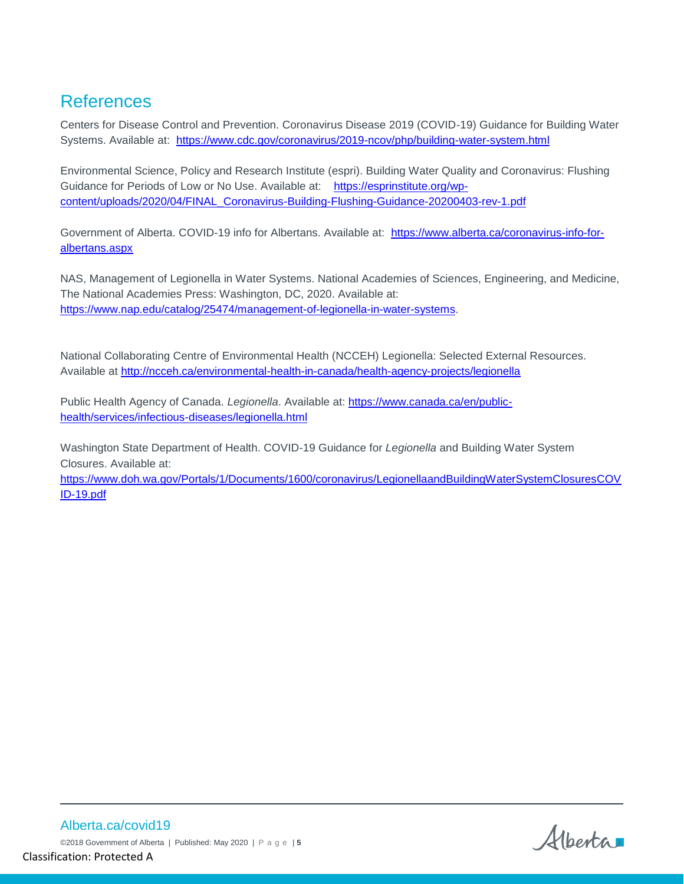## References

Centers for Disease Control and Prevention. Coronavirus Disease 2019 (COVID-19) Guidance for Building Water Systems. Available at: https://www.cdc.gov/coronavirus/2019-ncov/php/building-water-system.html

Environmental Science, Policy and Research Institute (espri). Building Water Quality and Coronavirus: Flushing Guidance for Periods of Low or No Use. Available at: https://esprinstitute.org/wp-content/uploads/2020/04/FINAL_Coronavirus-Building-Flushing-Guidance-20200403-rev-1.pdf

Government of Alberta. COVID-19 info for Albertans. Available at: https://www.alberta.ca/coronavirus-info-for-albertans.aspx

NAS, Management of Legionella in Water Systems. National Academies of Sciences, Engineering, and Medicine, The National Academies Press: Washington, DC, 2020. Available at: https://www.nap.edu/catalog/25474/management-of-legionella-in-water-systems.

National Collaborating Centre of Environmental Health (NCCEH) Legionella: Selected External Resources. Available at http://ncceh.ca/environmental-health-in-canada/health-agency-projects/legionella

Public Health Agency of Canada. *Legionella*. Available at: https://www.canada.ca/en/public-health/services/infectious-diseases/legionella.html

Washington State Department of Health. COVID-19 Guidance for *Legionella* and Building Water System Closures. Available at: https://www.doh.wa.gov/Portals/1/Documents/1600/coronavirus/LegionellaandBuildingWaterSystemClosuresCOVID-19.pdf

Alberta.ca/covid19

©2018 Government of Alberta | Published: May 2020

Classification: Protected A